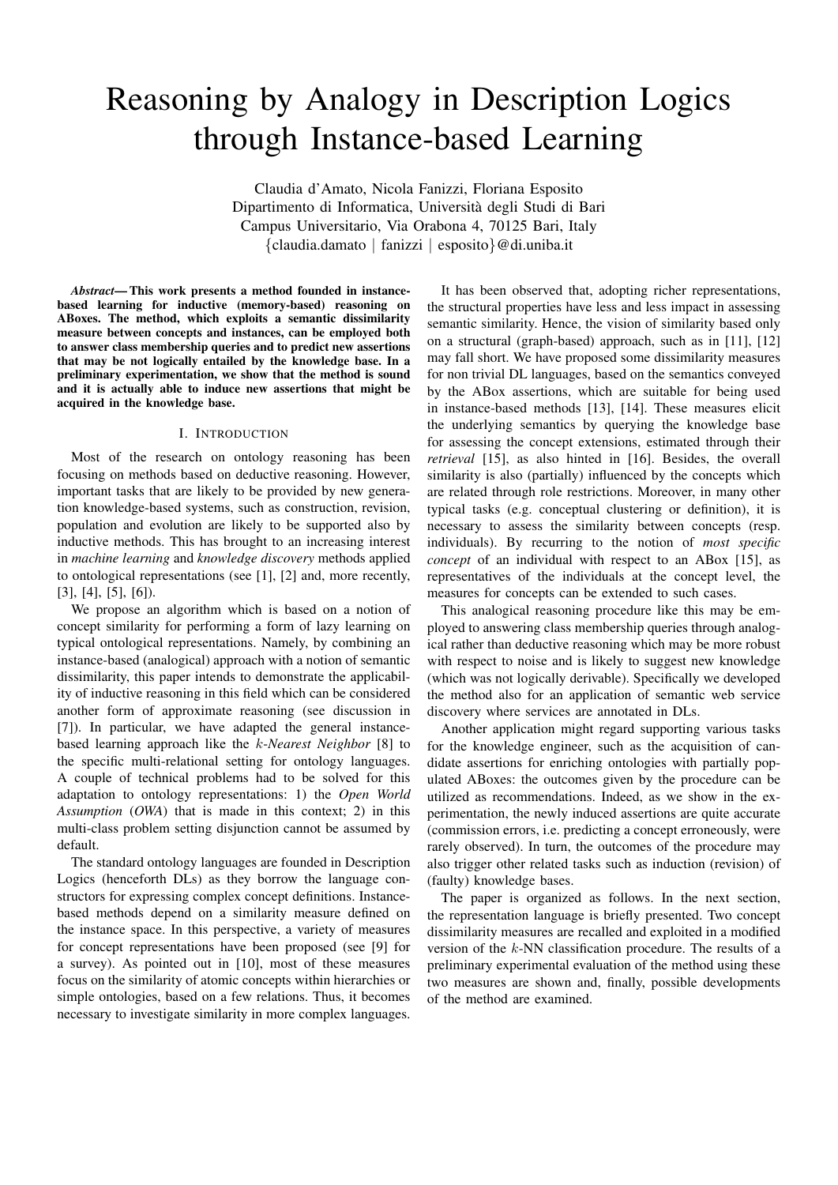# Reasoning by Analogy in Description Logics through Instance-based Learning

Claudia d'Amato, Nicola Fanizzi, Floriana Esposito
Dipartimento di Informatica, Università degli Studi di Bari
Campus Universitario, Via Orabona 4, 70125 Bari, Italy
{claudia.damato | fanizzi | esposito}@di.uniba.it

***Abstract*— This work presents a method founded in instance-based learning for inductive (memory-based) reasoning on ABoxes. The method, which exploits a semantic dissimilarity measure between concepts and instances, can be employed both to answer class membership queries and to predict new assertions that may be not logically entailed by the knowledge base. In a preliminary experimentation, we show that the method is sound and it is actually able to induce new assertions that might be acquired in the knowledge base.**

## I. Introduction

Most of the research on ontology reasoning has been focusing on methods based on deductive reasoning. However, important tasks that are likely to be provided by new generation knowledge-based systems, such as construction, revision, population and evolution are likely to be supported also by inductive methods. This has brought to an increasing interest in *machine learning* and *knowledge discovery* methods applied to ontological representations (see [1], [2] and, more recently, [3], [4], [5], [6]).

We propose an algorithm which is based on a notion of concept similarity for performing a form of lazy learning on typical ontological representations. Namely, by combining an instance-based (analogical) approach with a notion of semantic dissimilarity, this paper intends to demonstrate the applicability of inductive reasoning in this field which can be considered another form of approximate reasoning (see discussion in [7]). In particular, we have adapted the general instance-based learning approach like the $k$-*Nearest Neighbor* [8] to the specific multi-relational setting for ontology languages. A couple of technical problems had to be solved for this adaptation to ontology representations: 1) the *Open World Assumption* (*OWA*) that is made in this context; 2) in this multi-class problem setting disjunction cannot be assumed by default.

The standard ontology languages are founded in Description Logics (henceforth DLs) as they borrow the language constructors for expressing complex concept definitions. Instance-based methods depend on a similarity measure defined on the instance space. In this perspective, a variety of measures for concept representations have been proposed (see [9] for a survey). As pointed out in [10], most of these measures focus on the similarity of atomic concepts within hierarchies or simple ontologies, based on a few relations. Thus, it becomes necessary to investigate similarity in more complex languages.

It has been observed that, adopting richer representations, the structural properties have less and less impact in assessing semantic similarity. Hence, the vision of similarity based only on a structural (graph-based) approach, such as in [11], [12] may fall short. We have proposed some dissimilarity measures for non trivial DL languages, based on the semantics conveyed by the ABox assertions, which are suitable for being used in instance-based methods [13], [14]. These measures elicit the underlying semantics by querying the knowledge base for assessing the concept extensions, estimated through their *retrieval* [15], as also hinted in [16]. Besides, the overall similarity is also (partially) influenced by the concepts which are related through role restrictions. Moreover, in many other typical tasks (e.g. conceptual clustering or definition), it is necessary to assess the similarity between concepts (resp. individuals). By recurring to the notion of *most specific concept* of an individual with respect to an ABox [15], as representatives of the individuals at the concept level, the measures for concepts can be extended to such cases.

This analogical reasoning procedure like this may be employed to answering class membership queries through analogical rather than deductive reasoning which may be more robust with respect to noise and is likely to suggest new knowledge (which was not logically derivable). Specifically we developed the method also for an application of semantic web service discovery where services are annotated in DLs.

Another application might regard supporting various tasks for the knowledge engineer, such as the acquisition of candidate assertions for enriching ontologies with partially populated ABoxes: the outcomes given by the procedure can be utilized as recommendations. Indeed, as we show in the experimentation, the newly induced assertions are quite accurate (commission errors, i.e. predicting a concept erroneously, were rarely observed). In turn, the outcomes of the procedure may also trigger other related tasks such as induction (revision) of (faulty) knowledge bases.

The paper is organized as follows. In the next section, the representation language is briefly presented. Two concept dissimilarity measures are recalled and exploited in a modified version of the $k$-NN classification procedure. The results of a preliminary experimental evaluation of the method using these two measures are shown and, finally, possible developments of the method are examined.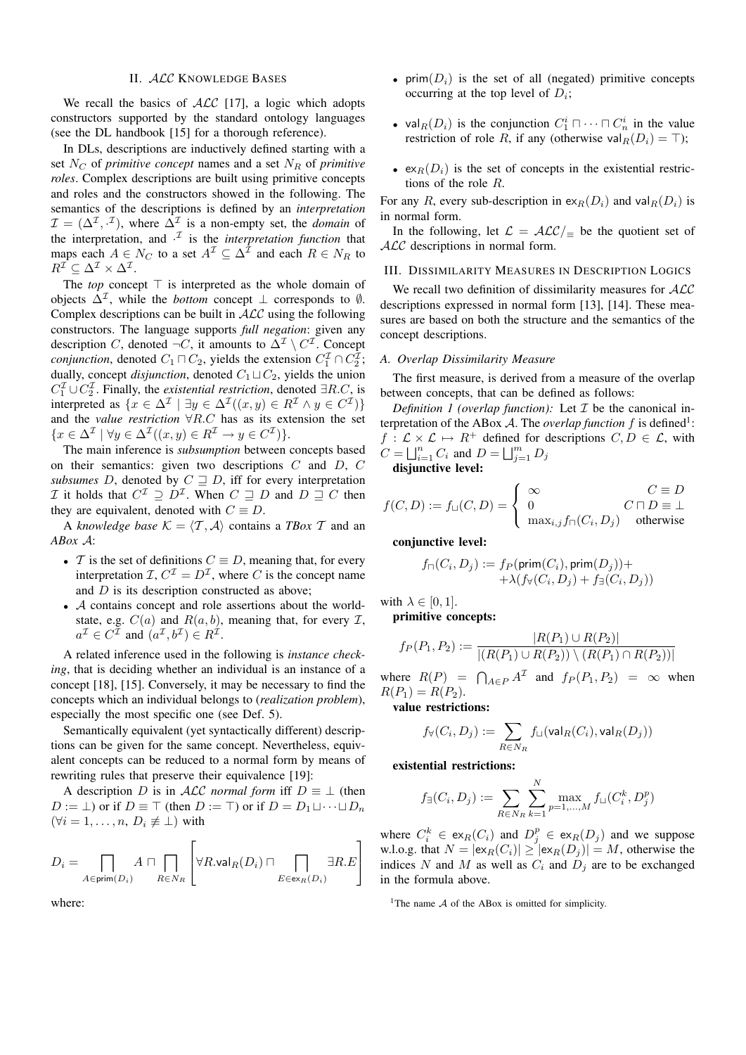## II. $\mathcal{ALC}$ Knowledge Bases

We recall the basics of $\mathcal{ALC}$ [17], a logic which adopts constructors supported by the standard ontology languages (see the DL handbook [15] for a thorough reference).

In DLs, descriptions are inductively defined starting with a set $N_C$ of *primitive concept* names and a set $N_R$ of *primitive roles*. Complex descriptions are built using primitive concepts and roles and the constructors showed in the following. The semantics of the descriptions is defined by an *interpretation* $\mathcal{I} = (\Delta^{\mathcal{I}}, \cdot^{\mathcal{I}})$, where $\Delta^{\mathcal{I}}$ is a non-empty set, the *domain* of the interpretation, and $\cdot^{\mathcal{I}}$ is the *interpretation function* that maps each $A \in N_C$ to a set $A^{\mathcal{I}} \subseteq \Delta^{\mathcal{I}}$ and each $R \in N_R$ to $R^{\mathcal{I}} \subseteq \Delta^{\mathcal{I}} \times \Delta^{\mathcal{I}}$.

The *top* concept $\top$ is interpreted as the whole domain of objects $\Delta^{\mathcal{I}}$, while the *bottom* concept $\bot$ corresponds to $\emptyset$. Complex descriptions can be built in $\mathcal{ALC}$ using the following constructors. The language supports *full negation*: given any description $C$, denoted $\neg C$, it amounts to $\Delta^{\mathcal{I}} \setminus C^{\mathcal{I}}$. Concept *conjunction*, denoted $C_1 \sqcap C_2$, yields the extension $C_1^{\mathcal{I}} \cap C_2^{\mathcal{I}}$; dually, concept *disjunction*, denoted $C_1 \sqcup C_2$, yields the union $C_1^{\mathcal{I}} \cup C_2^{\mathcal{I}}$. Finally, the *existential restriction*, denoted $\exists R.C$, is interpreted as $\{x \in \Delta^{\mathcal{I}} \mid \exists y \in \Delta^{\mathcal{I}}((x,y) \in R^{\mathcal{I}} \wedge y \in C^{\mathcal{I}})\}$ and the *value restriction* $\forall R.C$ has as its extension the set $\{x \in \Delta^{\mathcal{I}} \mid \forall y \in \Delta^{\mathcal{I}}((x,y) \in R^{\mathcal{I}} \rightarrow y \in C^{\mathcal{I}})\}$.

The main inference is *subsumption* between concepts based on their semantics: given two descriptions $C$ and $D$, $C$ *subsumes* $D$, denoted by $C \sqsupseteq D$, iff for every interpretation $\mathcal{I}$ it holds that $C^{\mathcal{I}} \supseteq D^{\mathcal{I}}$. When $C \sqsupseteq D$ and $D \sqsupseteq C$ then they are equivalent, denoted with $C \equiv D$.

A *knowledge base* $\mathcal{K} = \langle \mathcal{T}, \mathcal{A} \rangle$ contains a *TBox* $\mathcal{T}$ and an *ABox* $\mathcal{A}$:

- $\mathcal{T}$ is the set of definitions $C \equiv D$, meaning that, for every interpretation $\mathcal{I}$, $C^{\mathcal{I}} = D^{\mathcal{I}}$, where $C$ is the concept name and $D$ is its description constructed as above;
- $\mathcal{A}$ contains concept and role assertions about the world-state, e.g. $C(a)$ and $R(a,b)$, meaning that, for every $\mathcal{I}$, $a^{\mathcal{I}} \in C^{\mathcal{I}}$ and $(a^{\mathcal{I}}, b^{\mathcal{I}}) \in R^{\mathcal{I}}$.

A related inference used in the following is *instance checking*, that is deciding whether an individual is an instance of a concept [18], [15]. Conversely, it may be necessary to find the concepts which an individual belongs to (*realization problem*), especially the most specific one (see Def. 5).

Semantically equivalent (yet syntactically different) descriptions can be given for the same concept. Nevertheless, equivalent concepts can be reduced to a normal form by means of rewriting rules that preserve their equivalence [19]:

A description $D$ is in $\mathcal{ALC}$ *normal form* iff $D \equiv \bot$ (then $D := \bot$) or if $D \equiv \top$ (then $D := \top$) or if $D = D_1 \sqcup \cdots \sqcup D_n$ ($\forall i = 1, \ldots, n,\ D_i \not\equiv \bot$) with

$$D_i = \bigsqcap_{A \in \mathsf{prim}(D_i)} A \sqcap \bigsqcap_{R \in N_R} \left[ \forall R.\mathsf{val}_R(D_i) \sqcap \bigsqcap_{E \in \mathsf{ex}_R(D_i)} \exists R.E \right]$$

where:

- $\mathsf{prim}(D_i)$ is the set of all (negated) primitive concepts occurring at the top level of $D_i$;
- $\mathsf{val}_R(D_i)$ is the conjunction $C_1^i \sqcap \cdots \sqcap C_n^i$ in the value restriction of role $R$, if any (otherwise $\mathsf{val}_R(D_i) = \top$);
- $\mathsf{ex}_R(D_i)$ is the set of concepts in the existential restrictions of the role $R$.

For any $R$, every sub-description in $\mathsf{ex}_R(D_i)$ and $\mathsf{val}_R(D_i)$ is in normal form.

In the following, let $\mathcal{L} = \mathcal{ALC}/_{\equiv}$ be the quotient set of $\mathcal{ALC}$ descriptions in normal form.

## III. Dissimilarity Measures in Description Logics

We recall two definition of dissimilarity measures for $\mathcal{ALC}$ descriptions expressed in normal form [13], [14]. These measures are based on both the structure and the semantics of the concept descriptions.

### A. Overlap Dissimilarity Measure

The first measure, is derived from a measure of the overlap between concepts, that can be defined as follows:

*Definition 1 (overlap function):* Let $\mathcal{I}$ be the canonical interpretation of the ABox $\mathcal{A}$. The *overlap function* $f$ is defined[1]: $f : \mathcal{L} \times \mathcal{L} \mapsto R^+$ defined for descriptions $C, D \in \mathcal{L}$, with $C = \bigsqcup_{i=1}^n C_i$ and $D = \bigsqcup_{j=1}^m D_j$

**disjunctive level:**

$$f(C,D) := f_{\sqcup}(C,D) = \begin{cases} \infty & C \equiv D \\ 0 & C \sqcap D \equiv \bot \\ \max_{i,j} f_{\sqcap}(C_i, D_j) & \text{otherwise} \end{cases}$$

**conjunctive level:**

$$f_{\sqcap}(C_i, D_j) := f_P(\mathsf{prim}(C_i), \mathsf{prim}(D_j)) + \\ + \lambda(f_{\forall}(C_i, D_j) + f_{\exists}(C_i, D_j))$$

with $\lambda \in [0,1]$.

**primitive concepts:**

$$f_P(P_1, P_2) := \frac{|R(P_1) \cup R(P_2)|}{|(R(P_1) \cup R(P_2)) \setminus (R(P_1) \cap R(P_2))|}$$

where $R(P) = \bigcap_{A \in P} A^{\mathcal{I}}$ and $f_P(P_1, P_2) = \infty$ when $R(P_1) = R(P_2)$.

**value restrictions:**

$$f_{\forall}(C_i, D_j) := \sum_{R \in N_R} f_{\sqcup}(\mathsf{val}_R(C_i), \mathsf{val}_R(D_j))$$

**existential restrictions:**

$$f_{\exists}(C_i, D_j) := \sum_{R \in N_R} \sum_{k=1}^{N} \max_{p=1,\ldots,M} f_{\sqcup}(C_i^k, D_j^p)$$

where $C_i^k \in \mathsf{ex}_R(C_i)$ and $D_j^p \in \mathsf{ex}_R(D_j)$ and we suppose w.l.o.g. that $N = |\mathsf{ex}_R(C_i)| \geq |\mathsf{ex}_R(D_j)| = M$, otherwise the indices $N$ and $M$ as well as $C_i$ and $D_j$ are to be exchanged in the formula above.

[1] The name $\mathcal{A}$ of the ABox is omitted for simplicity.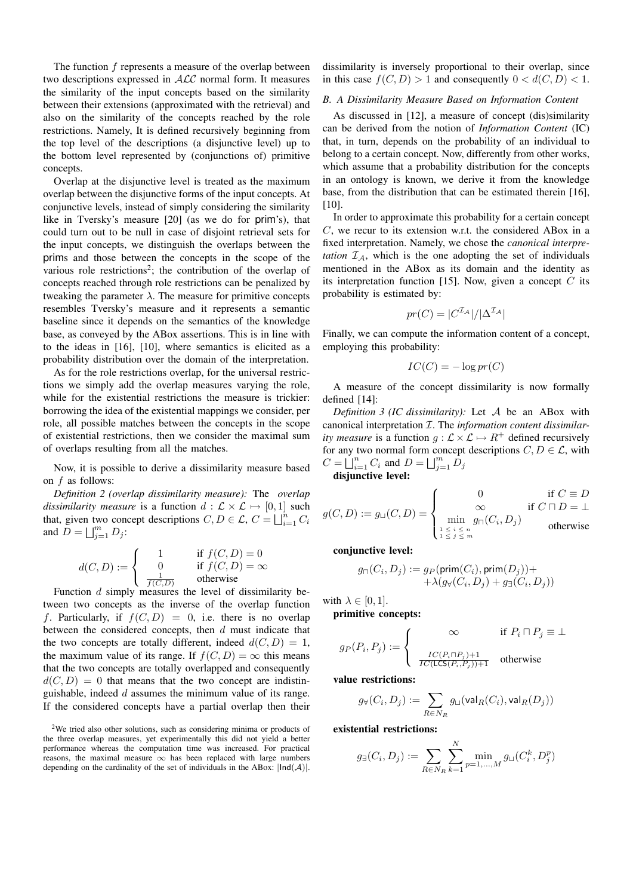The function $f$ represents a measure of the overlap between two descriptions expressed in $\mathcal{ALC}$ normal form. It measures the similarity of the input concepts based on the similarity between their extensions (approximated with the retrieval) and also on the similarity of the concepts reached by the role restrictions. Namely, It is defined recursively beginning from the top level of the descriptions (a disjunctive level) up to the bottom level represented by (conjunctions of) primitive concepts.

Overlap at the disjunctive level is treated as the maximum overlap between the disjunctive forms of the input concepts. At conjunctive levels, instead of simply considering the similarity like in Tversky's measure [20] (as we do for $\mathsf{prim}$'s), that could turn out to be null in case of disjoint retrieval sets for the input concepts, we distinguish the overlaps between the $\mathsf{prim}$s and those between the concepts in the scope of the various role restrictions[2]; the contribution of the overlap of concepts reached through role restrictions can be penalized by tweaking the parameter $\lambda$. The measure for primitive concepts resembles Tversky's measure and it represents a semantic baseline since it depends on the semantics of the knowledge base, as conveyed by the ABox assertions. This is in line with to the ideas in [16], [10], where semantics is elicited as a probability distribution over the domain of the interpretation.

As for the role restrictions overlap, for the universal restrictions we simply add the overlap measures varying the role, while for the existential restrictions the measure is trickier: borrowing the idea of the existential mappings we consider, per role, all possible matches between the concepts in the scope of existential restrictions, then we consider the maximal sum of overlaps resulting from all the matches.

Now, it is possible to derive a dissimilarity measure based on $f$ as follows:

*Definition 2 (overlap dissimilarity measure):* The *overlap dissimilarity measure* is a function $d : \mathcal{L} \times \mathcal{L} \mapsto [0, 1]$ such that, given two concept descriptions $C, D \in \mathcal{L}$, $C = \bigsqcup_{i=1}^{n} C_i$ and $D = \bigsqcup_{j=1}^{m} D_j$:

$$d(C, D) := \begin{cases} 1 & \text{if } f(C, D) = 0 \\ 0 & \text{if } f(C, D) = \infty \\ \frac{1}{f(C,D)} & \text{otherwise} \end{cases}$$

Function $d$ simply measures the level of dissimilarity between two concepts as the inverse of the overlap function $f$. Particularly, if $f(C, D) = 0$, i.e. there is no overlap between the considered concepts, then $d$ must indicate that the two concepts are totally different, indeed $d(C, D) = 1$, the maximum value of its range. If $f(C, D) = \infty$ this means that the two concepts are totally overlapped and consequently $d(C, D) = 0$ that means that the two concept are indistinguishable, indeed $d$ assumes the minimum value of its range. If the considered concepts have a partial overlap then their dissimilarity is inversely proportional to their overlap, since in this case $f(C, D) > 1$ and consequently $0 < d(C, D) < 1$.

[2] We tried also other solutions, such as considering minima or products of the three overlap measures, yet experimentally this did not yield a better performance whereas the computation time was increased. For practical reasons, the maximal measure $\infty$ has been replaced with large numbers depending on the cardinality of the set of individuals in the ABox: $|\mathsf{Ind}(\mathcal{A})|$.

### B. A Dissimilarity Measure Based on Information Content

As discussed in [12], a measure of concept (dis)similarity can be derived from the notion of *Information Content* (IC) that, in turn, depends on the probability of an individual to belong to a certain concept. Now, differently from other works, which assume that a probability distribution for the concepts in an ontology is known, we derive it from the knowledge base, from the distribution that can be estimated therein [16], [10].

In order to approximate this probability for a certain concept $C$, we recur to its extension w.r.t. the considered ABox in a fixed interpretation. Namely, we chose the *canonical interpretation* $\mathcal{I}_\mathcal{A}$, which is the one adopting the set of individuals mentioned in the ABox as its domain and the identity as its interpretation function [15]. Now, given a concept $C$ its probability is estimated by:

$$pr(C) = |C^{\mathcal{I}_\mathcal{A}}|/|\Delta^{\mathcal{I}_\mathcal{A}}|$$

Finally, we can compute the information content of a concept, employing this probability:

$$IC(C) = -\log pr(C)$$

A measure of the concept dissimilarity is now formally defined [14]:

*Definition 3 (IC dissimilarity):* Let $\mathcal{A}$ be an ABox with canonical interpretation $\mathcal{I}$. The *information content dissimilarity measure* is a function $g : \mathcal{L} \times \mathcal{L} \mapsto R^+$ defined recursively for any two normal form concept descriptions $C, D \in \mathcal{L}$, with $C = \bigsqcup_{i=1}^{n} C_i$ and $D = \bigsqcup_{j=1}^{m} D_j$

**disjunctive level:**

$$g(C, D) := g_\sqcup(C, D) = \begin{cases} 0 & \text{if } C \equiv D \\ \infty & \text{if } C \sqcap D = \bot \\ \min\limits_{\substack{1 \leq i \leq n \\ 1 \leq j \leq m}} g_\sqcap(C_i, D_j) & \text{otherwise} \end{cases}$$

**conjunctive level:**

$$g_\sqcap(C_i, D_j) := g_P(\mathsf{prim}(C_i), \mathsf{prim}(D_j)) + \\ + \lambda(g_\forall(C_i, D_j) + g_\exists(C_i, D_j))$$

with $\lambda \in [0, 1]$.

**primitive concepts:**

$$g_P(P_i, P_j) := \begin{cases} \infty & \text{if } P_i \sqcap P_j \equiv \bot \\ \frac{IC(P_i \sqcap P_j)+1}{IC(\mathsf{LCS}(P_i, P_j))+1} & \text{otherwise} \end{cases}$$

**value restrictions:**

$$g_\forall(C_i, D_j) := \sum_{R \in N_R} g_\sqcup(\mathsf{val}_R(C_i), \mathsf{val}_R(D_j))$$

**existential restrictions:**

$$g_\exists(C_i, D_j) := \sum_{R \in N_R} \sum_{k=1}^{N} \min_{p=1,\ldots,M} g_\sqcup(C_i^k, D_j^p)$$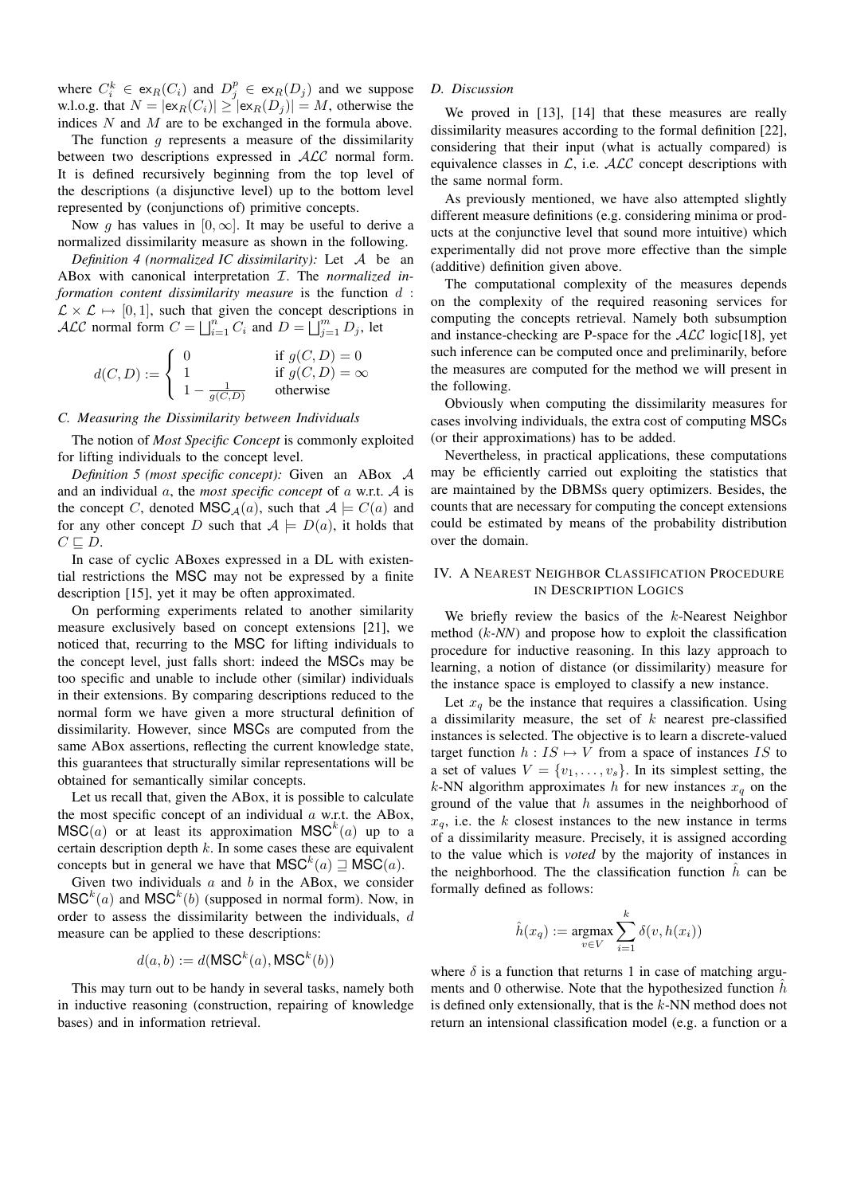where $C_i^k \in \mathsf{ex}_R(C_i)$ and $D_j^p \in \mathsf{ex}_R(D_j)$ and we suppose w.l.o.g. that $N = |\mathsf{ex}_R(C_i)| \geq |\mathsf{ex}_R(D_j)| = M$, otherwise the indices $N$ and $M$ are to be exchanged in the formula above.

The function $g$ represents a measure of the dissimilarity between two descriptions expressed in $\mathcal{ALC}$ normal form. It is defined recursively beginning from the top level of the descriptions (a disjunctive level) up to the bottom level represented by (conjunctions of) primitive concepts.

Now $g$ has values in $[0, \infty]$. It may be useful to derive a normalized dissimilarity measure as shown in the following.

*Definition 4 (normalized IC dissimilarity):* Let $\mathcal{A}$ be an ABox with canonical interpretation $\mathcal{I}$. The *normalized information content dissimilarity measure* is the function $d : \mathcal{L} \times \mathcal{L} \mapsto [0, 1]$, such that given the concept descriptions in $\mathcal{ALC}$ normal form $C = \bigsqcup_{i=1}^{n} C_i$ and $D = \bigsqcup_{j=1}^{m} D_j$, let

$$d(C, D) := \begin{cases} 0 & \text{if } g(C, D) = 0 \\ 1 & \text{if } g(C, D) = \infty \\ 1 - \frac{1}{g(C,D)} & \text{otherwise} \end{cases}$$

### C. Measuring the Dissimilarity between Individuals

The notion of *Most Specific Concept* is commonly exploited for lifting individuals to the concept level.

*Definition 5 (most specific concept):* Given an ABox $\mathcal{A}$ and an individual $a$, the *most specific concept* of $a$ w.r.t. $\mathcal{A}$ is the concept $C$, denoted $\mathsf{MSC}_{\mathcal{A}}(a)$, such that $\mathcal{A} \models C(a)$ and for any other concept $D$ such that $\mathcal{A} \models D(a)$, it holds that $C \sqsubseteq D$.

In case of cyclic ABoxes expressed in a DL with existential restrictions the MSC may not be expressed by a finite description [15], yet it may be often approximated.

On performing experiments related to another similarity measure exclusively based on concept extensions [21], we noticed that, recurring to the MSC for lifting individuals to the concept level, just falls short: indeed the MSCs may be too specific and unable to include other (similar) individuals in their extensions. By comparing descriptions reduced to the normal form we have given a more structural definition of dissimilarity. However, since MSCs are computed from the same ABox assertions, reflecting the current knowledge state, this guarantees that structurally similar representations will be obtained for semantically similar concepts.

Let us recall that, given the ABox, it is possible to calculate the most specific concept of an individual $a$ w.r.t. the ABox, $\mathsf{MSC}(a)$ or at least its approximation $\mathsf{MSC}^k(a)$ up to a certain description depth $k$. In some cases these are equivalent concepts but in general we have that $\mathsf{MSC}^k(a) \sqsupseteq \mathsf{MSC}(a)$.

Given two individuals $a$ and $b$ in the ABox, we consider $\mathsf{MSC}^k(a)$ and $\mathsf{MSC}^k(b)$ (supposed in normal form). Now, in order to assess the dissimilarity between the individuals, $d$ measure can be applied to these descriptions:

$$d(a, b) := d(\mathsf{MSC}^k(a), \mathsf{MSC}^k(b))$$

This may turn out to be handy in several tasks, namely both in inductive reasoning (construction, repairing of knowledge bases) and in information retrieval.

### D. Discussion

We proved in [13], [14] that these measures are really dissimilarity measures according to the formal definition [22], considering that their input (what is actually compared) is equivalence classes in $\mathcal{L}$, i.e. $\mathcal{ALC}$ concept descriptions with the same normal form.

As previously mentioned, we have also attempted slightly different measure definitions (e.g. considering minima or products at the conjunctive level that sound more intuitive) which experimentally did not prove more effective than the simple (additive) definition given above.

The computational complexity of the measures depends on the complexity of the required reasoning services for computing the concepts retrieval. Namely both subsumption and instance-checking are P-space for the $\mathcal{ALC}$ logic[18], yet such inference can be computed once and preliminarily, before the measures are computed for the method we will present in the following.

Obviously when computing the dissimilarity measures for cases involving individuals, the extra cost of computing MSCs (or their approximations) has to be added.

Nevertheless, in practical applications, these computations may be efficiently carried out exploiting the statistics that are maintained by the DBMSs query optimizers. Besides, the counts that are necessary for computing the concept extensions could be estimated by means of the probability distribution over the domain.

## IV. A Nearest Neighbor Classification Procedure in Description Logics

We briefly review the basics of the $k$-Nearest Neighbor method ($k$-*NN*) and propose how to exploit the classification procedure for inductive reasoning. In this lazy approach to learning, a notion of distance (or dissimilarity) measure for the instance space is employed to classify a new instance.

Let $x_q$ be the instance that requires a classification. Using a dissimilarity measure, the set of $k$ nearest pre-classified instances is selected. The objective is to learn a discrete-valued target function $h : IS \mapsto V$ from a space of instances $IS$ to a set of values $V = \{v_1, \ldots, v_s\}$. In its simplest setting, the $k$-NN algorithm approximates $h$ for new instances $x_q$ on the ground of the value that $h$ assumes in the neighborhood of $x_q$, i.e. the $k$ closest instances to the new instance in terms of a dissimilarity measure. Precisely, it is assigned according to the value which is *voted* by the majority of instances in the neighborhood. The the classification function $\hat{h}$ can be formally defined as follows:

$$\hat{h}(x_q) := \operatorname*{argmax}_{v \in V} \sum_{i=1}^{k} \delta(v, h(x_i))$$

where $\delta$ is a function that returns 1 in case of matching arguments and 0 otherwise. Note that the hypothesized function $\hat{h}$ is defined only extensionally, that is the $k$-NN method does not return an intensional classification model (e.g. a function or a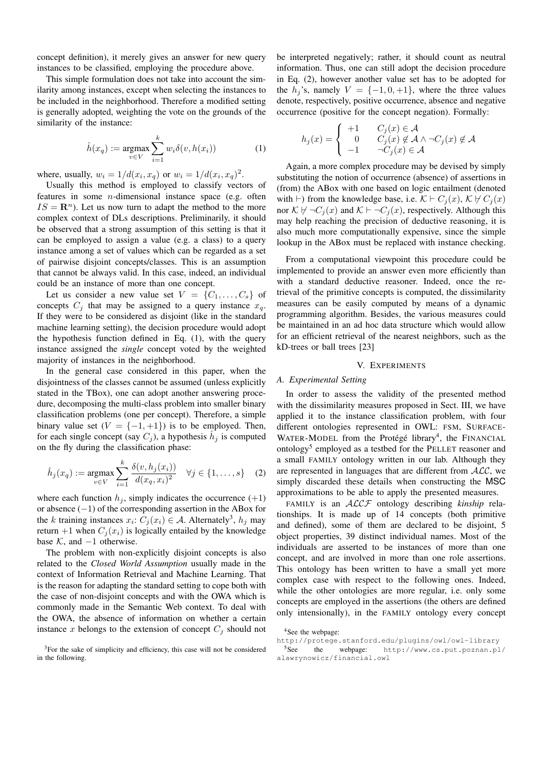concept definition), it merely gives an answer for new query instances to be classified, employing the procedure above.

This simple formulation does not take into account the similarity among instances, except when selecting the instances to be included in the neighborhood. Therefore a modified setting is generally adopted, weighting the vote on the grounds of the similarity of the instance:

$$\hat{h}(x_q) := \operatorname*{argmax}_{v \in V} \sum_{i=1}^{k} w_i \delta(v, h(x_i)) \tag{1}$$

where, usually, $w_i = 1/d(x_i, x_q)$ or $w_i = 1/d(x_i, x_q)^2$.

Usually this method is employed to classify vectors of features in some $n$-dimensional instance space (e.g. often $IS = \mathbf{R}^n$). Let us now turn to adapt the method to the more complex context of DLs descriptions. Preliminarily, it should be observed that a strong assumption of this setting is that it can be employed to assign a value (e.g. a class) to a query instance among a set of values which can be regarded as a set of pairwise disjoint concepts/classes. This is an assumption that cannot be always valid. In this case, indeed, an individual could be an instance of more than one concept.

Let us consider a new value set $V = \{C_1, \ldots, C_s\}$ of concepts $C_j$ that may be assigned to a query instance $x_q$. If they were to be considered as disjoint (like in the standard machine learning setting), the decision procedure would adopt the hypothesis function defined in Eq. (1), with the query instance assigned the *single* concept voted by the weighted majority of instances in the neighborhood.

In the general case considered in this paper, when the disjointness of the classes cannot be assumed (unless explicitly stated in the TBox), one can adopt another answering procedure, decomposing the multi-class problem into smaller binary classification problems (one per concept). Therefore, a simple binary value set ($V = \{-1, +1\}$) is to be employed. Then, for each single concept (say $C_j$), a hypothesis $\hat{h}_j$ is computed on the fly during the classification phase:

$$\hat{h}_j(x_q) := \operatorname*{argmax}_{v \in V} \sum_{i=1}^{k} \frac{\delta(v, h_j(x_i))}{d(x_q, x_i)^2} \quad \forall j \in \{1, \ldots, s\} \tag{2}$$

where each function $h_j$, simply indicates the occurrence ($+1$) or absence ($-1$) of the corresponding assertion in the ABox for the $k$ training instances $x_i$: $C_j(x_i) \in \mathcal{A}$. Alternately[3], $h_j$ may return $+1$ when $C_j(x_i)$ is logically entailed by the knowledge base $\mathcal{K}$, and $-1$ otherwise.

The problem with non-explicitly disjoint concepts is also related to the *Closed World Assumption* usually made in the context of Information Retrieval and Machine Learning. That is the reason for adapting the standard setting to cope both with the case of non-disjoint concepts and with the OWA which is commonly made in the Semantic Web context. To deal with the OWA, the absence of information on whether a certain instance $x$ belongs to the extension of concept $C_j$ should not be interpreted negatively; rather, it should count as neutral information. Thus, one can still adopt the decision procedure in Eq. (2), however another value set has to be adopted for the $h_j$'s, namely $V = \{-1, 0, +1\}$, where the three values denote, respectively, positive occurrence, absence and negative occurrence (positive for the concept negation). Formally:

$$h_j(x) = \begin{cases} +1 & C_j(x) \in \mathcal{A} \\ 0 & C_j(x) \notin \mathcal{A} \wedge \neg C_j(x) \notin \mathcal{A} \\ -1 & \neg C_j(x) \in \mathcal{A} \end{cases}$$

Again, a more complex procedure may be devised by simply substituting the notion of occurrence (absence) of assertions in (from) the ABox with one based on logic entailment (denoted with $\vdash$) from the knowledge base, i.e. $\mathcal{K} \vdash C_j(x)$, $\mathcal{K} \not\vdash C_j(x)$ nor $\mathcal{K} \not\vdash \neg C_j(x)$ and $\mathcal{K} \vdash \neg C_j(x)$, respectively. Although this may help reaching the precision of deductive reasoning, it is also much more computationally expensive, since the simple lookup in the ABox must be replaced with instance checking.

From a computational viewpoint this procedure could be implemented to provide an answer even more efficiently than with a standard deductive reasoner. Indeed, once the retrieval of the primitive concepts is computed, the dissimilarity measures can be easily computed by means of a dynamic programming algorithm. Besides, the various measures could be maintained in an ad hoc data structure which would allow for an efficient retrieval of the nearest neighbors, such as the kD-trees or ball trees [23]

## V. Experiments

### A. Experimental Setting

In order to assess the validity of the presented method with the dissimilarity measures proposed in Sect. III, we have applied it to the instance classification problem, with four different ontologies represented in OWL: FSM, SURFACE-WATER-MODEL from the Protégé library[4], the FINANCIAL ontology[5] employed as a testbed for the PELLET reasoner and a small FAMILY ontology written in our lab. Although they are represented in languages that are different from $\mathcal{ALC}$, we simply discarded these details when constructing the MSC approximations to be able to apply the presented measures.

FAMILY is an $\mathcal{ALCF}$ ontology describing *kinship* relationships. It is made up of 14 concepts (both primitive and defined), some of them are declared to be disjoint, 5 object properties, 39 distinct individual names. Most of the individuals are asserted to be instances of more than one concept, and are involved in more than one role assertions. This ontology has been written to have a small yet more complex case with respect to the following ones. Indeed, while the other ontologies are more regular, i.e. only some concepts are employed in the assertions (the others are defined only intensionally), in the FAMILY ontology every concept

[3] For the sake of simplicity and efficiency, this case will not be considered in the following.

[4] See the webpage: http://protege.stanford.edu/plugins/owl/owl-library

[5] See the webpage: http://www.cs.put.poznan.pl/alawrynowicz/financial.owl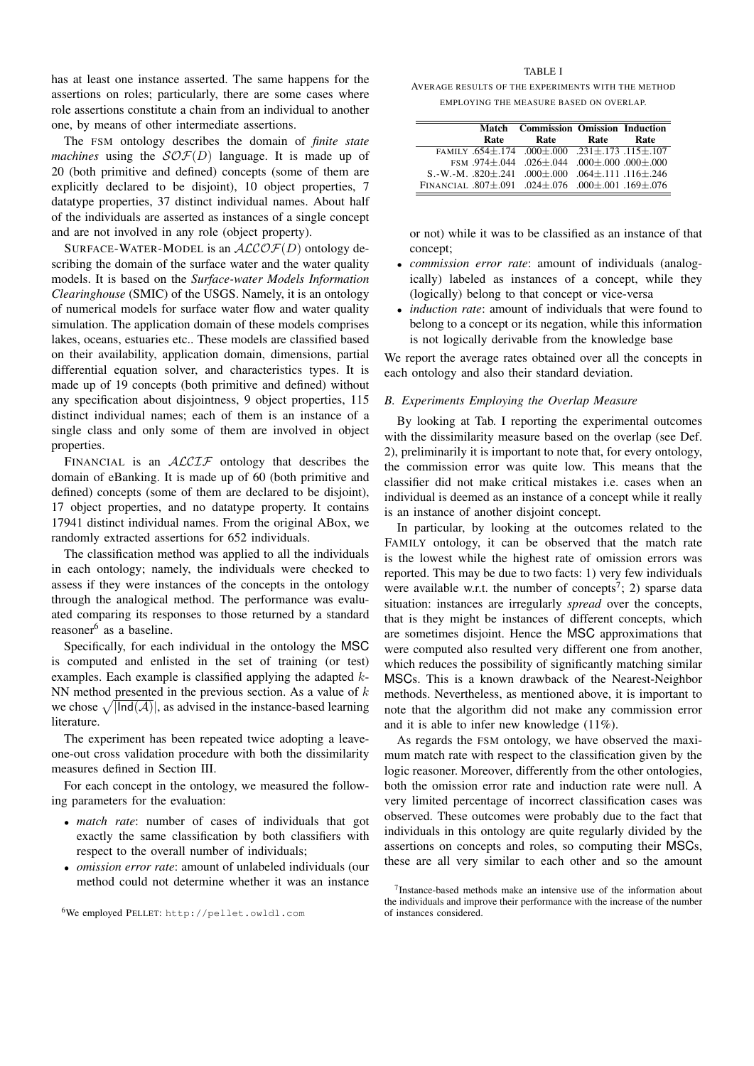has at least one instance asserted. The same happens for the assertions on roles; particularly, there are some cases where role assertions constitute a chain from an individual to another one, by means of other intermediate assertions.

The FSM ontology describes the domain of *finite state machines* using the $\mathcal{SOF}(D)$ language. It is made up of 20 (both primitive and defined) concepts (some of them are explicitly declared to be disjoint), 10 object properties, 7 datatype properties, 37 distinct individual names. About half of the individuals are asserted as instances of a single concept and are not involved in any role (object property).

SURFACE-WATER-MODEL is an $\mathcal{ALCOF}(D)$ ontology describing the domain of the surface water and the water quality models. It is based on the *Surface-water Models Information Clearinghouse* (SMIC) of the USGS. Namely, it is an ontology of numerical models for surface water flow and water quality simulation. The application domain of these models comprises lakes, oceans, estuaries etc.. These models are classified based on their availability, application domain, dimensions, partial differential equation solver, and characteristics types. It is made up of 19 concepts (both primitive and defined) without any specification about disjointness, 9 object properties, 115 distinct individual names; each of them is an instance of a single class and only some of them are involved in object properties.

FINANCIAL is an $\mathcal{ALCIF}$ ontology that describes the domain of eBanking. It is made up of 60 (both primitive and defined) concepts (some of them are declared to be disjoint), 17 object properties, and no datatype property. It contains 17941 distinct individual names. From the original ABox, we randomly extracted assertions for 652 individuals.

The classification method was applied to all the individuals in each ontology; namely, the individuals were checked to assess if they were instances of the concepts in the ontology through the analogical method. The performance was evaluated comparing its responses to those returned by a standard reasoner[6] as a baseline.

Specifically, for each individual in the ontology the MSC is computed and enlisted in the set of training (or test) examples. Each example is classified applying the adapted $k$-NN method presented in the previous section. As a value of $k$ we chose $\sqrt{|\mathsf{Ind}(\mathcal{A})|}$, as advised in the instance-based learning literature.

The experiment has been repeated twice adopting a leave-one-out cross validation procedure with both the dissimilarity measures defined in Section III.

For each concept in the ontology, we measured the following parameters for the evaluation:

- *match rate*: number of cases of individuals that got exactly the same classification by both classifiers with respect to the overall number of individuals;
- *omission error rate*: amount of unlabeled individuals (our method could not determine whether it was an instance or not) while it was to be classified as an instance of that concept;
- *commission error rate*: amount of individuals (analogically) labeled as instances of a concept, while they (logically) belong to that concept or vice-versa
- *induction rate*: amount of individuals that were found to belong to a concept or its negation, while this information is not logically derivable from the knowledge base

We report the average rates obtained over all the concepts in each ontology and also their standard deviation.

TABLE I

AVERAGE RESULTS OF THE EXPERIMENTS WITH THE METHOD EMPLOYING THE MEASURE BASED ON OVERLAP.

| | Match Rate | Commission Rate | Omission Rate | Induction Rate |
|---|---|---|---|---|
| FAMILY | .654±.174 | .000±.000 | .231±.173 | .115±.107 |
| FSM | .974±.044 | .026±.044 | .000±.000 | .000±.000 |
| S.-W.-M. | .820±.241 | .000±.000 | .064±.111 | .116±.246 |
| FINANCIAL | .807±.091 | .024±.076 | .000±.001 | .169±.076 |

### B. Experiments Employing the Overlap Measure

By looking at Tab. I reporting the experimental outcomes with the dissimilarity measure based on the overlap (see Def. 2), preliminarily it is important to note that, for every ontology, the commission error was quite low. This means that the classifier did not make critical mistakes i.e. cases when an individual is deemed as an instance of a concept while it really is an instance of another disjoint concept.

In particular, by looking at the outcomes related to the FAMILY ontology, it can be observed that the match rate is the lowest while the highest rate of omission errors was reported. This may be due to two facts: 1) very few individuals were available w.r.t. the number of concepts[7]; 2) sparse data situation: instances are irregularly *spread* over the concepts, that is they might be instances of different concepts, which are sometimes disjoint. Hence the MSC approximations that were computed also resulted very different one from another, which reduces the possibility of significantly matching similar MSCs. This is a known drawback of the Nearest-Neighbor methods. Nevertheless, as mentioned above, it is important to note that the algorithm did not make any commission error and it is able to infer new knowledge (11%).

As regards the FSM ontology, we have observed the maximum match rate with respect to the classification given by the logic reasoner. Moreover, differently from the other ontologies, both the omission error rate and induction rate were null. A very limited percentage of incorrect classification cases was observed. These outcomes were probably due to the fact that individuals in this ontology are quite regularly divided by the assertions on concepts and roles, so computing their MSCs, these are all very similar to each other and so the amount

[6] We employed PELLET: http://pellet.owldl.com

[7] Instance-based methods make an intensive use of the information about the individuals and improve their performance with the increase of the number of instances considered.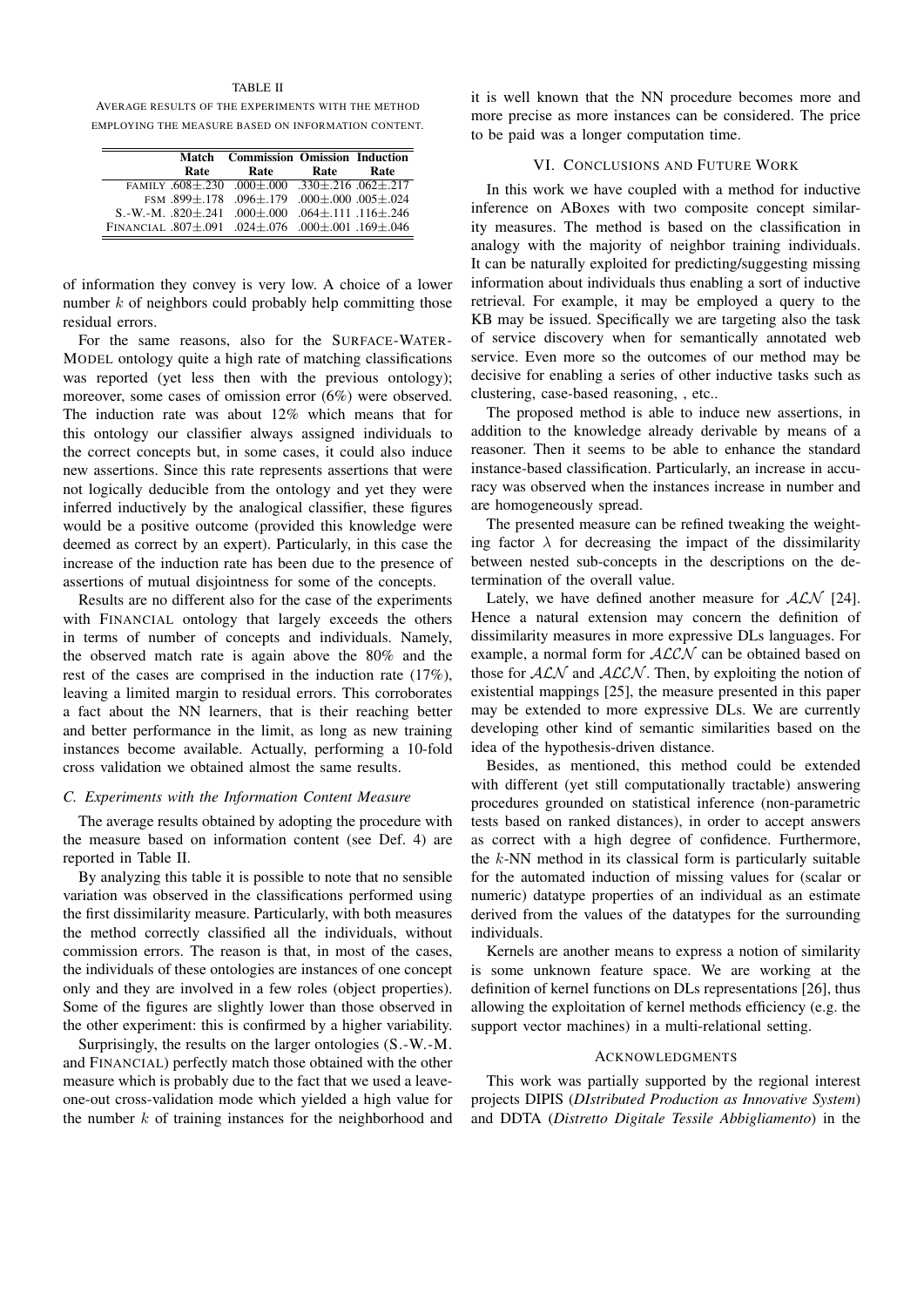TABLE II

AVERAGE RESULTS OF THE EXPERIMENTS WITH THE METHOD EMPLOYING THE MEASURE BASED ON INFORMATION CONTENT.

| | Match Rate | Commission Rate | Omission Rate | Induction Rate |
|---|---|---|---|---|
| FAMILY | .608±.230 | .000±.000 | .330±.216 | .062±.217 |
| FSM | .899±.178 | .096±.179 | .000±.000 | .005±.024 |
| S.-W.-M. | .820±.241 | .000±.000 | .064±.111 | .116±.246 |
| FINANCIAL | .807±.091 | .024±.076 | .000±.001 | .169±.046 |

of information they convey is very low. A choice of a lower number $k$ of neighbors could probably help committing those residual errors.

For the same reasons, also for the SURFACE-WATER-MODEL ontology quite a high rate of matching classifications was reported (yet less then with the previous ontology); moreover, some cases of omission error (6%) were observed. The induction rate was about 12% which means that for this ontology our classifier always assigned individuals to the correct concepts but, in some cases, it could also induce new assertions. Since this rate represents assertions that were not logically deducible from the ontology and yet they were inferred inductively by the analogical classifier, these figures would be a positive outcome (provided this knowledge were deemed as correct by an expert). Particularly, in this case the increase of the induction rate has been due to the presence of assertions of mutual disjointness for some of the concepts.

Results are no different also for the case of the experiments with FINANCIAL ontology that largely exceeds the others in terms of number of concepts and individuals. Namely, the observed match rate is again above the 80% and the rest of the cases are comprised in the induction rate (17%), leaving a limited margin to residual errors. This corroborates a fact about the NN learners, that is their reaching better and better performance in the limit, as long as new training instances become available. Actually, performing a 10-fold cross validation we obtained almost the same results.

### C. Experiments with the Information Content Measure

The average results obtained by adopting the procedure with the measure based on information content (see Def. 4) are reported in Table II.

By analyzing this table it is possible to note that no sensible variation was observed in the classifications performed using the first dissimilarity measure. Particularly, with both measures the method correctly classified all the individuals, without commission errors. The reason is that, in most of the cases, the individuals of these ontologies are instances of one concept only and they are involved in a few roles (object properties). Some of the figures are slightly lower than those observed in the other experiment: this is confirmed by a higher variability.

Surprisingly, the results on the larger ontologies (S.-W.-M. and FINANCIAL) perfectly match those obtained with the other measure which is probably due to the fact that we used a leave-one-out cross-validation mode which yielded a high value for the number $k$ of training instances for the neighborhood and it is well known that the NN procedure becomes more and more precise as more instances can be considered. The price to be paid was a longer computation time.

## VI. CONCLUSIONS AND FUTURE WORK

In this work we have coupled with a method for inductive inference on ABoxes with two composite concept similarity measures. The method is based on the classification in analogy with the majority of neighbor training individuals. It can be naturally exploited for predicting/suggesting missing information about individuals thus enabling a sort of inductive retrieval. For example, it may be employed a query to the KB may be issued. Specifically we are targeting also the task of service discovery when for semantically annotated web service. Even more so the outcomes of our method may be decisive for enabling a series of other inductive tasks such as clustering, case-based reasoning, , etc..

The proposed method is able to induce new assertions, in addition to the knowledge already derivable by means of a reasoner. Then it seems to be able to enhance the standard instance-based classification. Particularly, an increase in accuracy was observed when the instances increase in number and are homogeneously spread.

The presented measure can be refined tweaking the weighting factor $\lambda$ for decreasing the impact of the dissimilarity between nested sub-concepts in the descriptions on the determination of the overall value.

Lately, we have defined another measure for $\mathcal{ALN}$ [24]. Hence a natural extension may concern the definition of dissimilarity measures in more expressive DLs languages. For example, a normal form for $\mathcal{ALCN}$ can be obtained based on those for $\mathcal{ALN}$ and $\mathcal{ALCN}$. Then, by exploiting the notion of existential mappings [25], the measure presented in this paper may be extended to more expressive DLs. We are currently developing other kind of semantic similarities based on the idea of the hypothesis-driven distance.

Besides, as mentioned, this method could be extended with different (yet still computationally tractable) answering procedures grounded on statistical inference (non-parametric tests based on ranked distances), in order to accept answers as correct with a high degree of confidence. Furthermore, the $k$-NN method in its classical form is particularly suitable for the automated induction of missing values for (scalar or numeric) datatype properties of an individual as an estimate derived from the values of the datatypes for the surrounding individuals.

Kernels are another means to express a notion of similarity is some unknown feature space. We are working at the definition of kernel functions on DLs representations [26], thus allowing the exploitation of kernel methods efficiency (e.g. the support vector machines) in a multi-relational setting.

## ACKNOWLEDGMENTS

This work was partially supported by the regional interest projects DIPIS (*DIstributed Production as Innovative System*) and DDTA (*Distretto Digitale Tessile Abbigliamento*) in the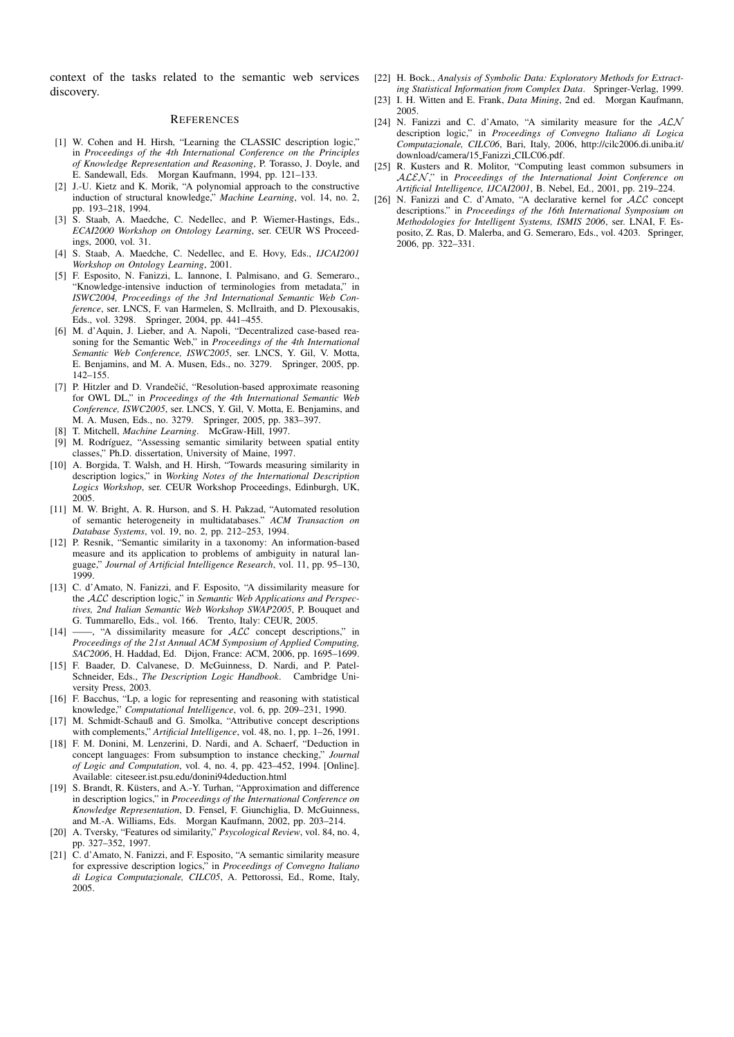context of the tasks related to the semantic web services discovery.

## References

[1] W. Cohen and H. Hirsh, "Learning the CLASSIC description logic," in *Proceedings of the 4th International Conference on the Principles of Knowledge Representation and Reasoning*, P. Torasso, J. Doyle, and E. Sandewall, Eds. Morgan Kaufmann, 1994, pp. 121–133.

[2] J.-U. Kietz and K. Morik, "A polynomial approach to the constructive induction of structural knowledge," *Machine Learning*, vol. 14, no. 2, pp. 193–218, 1994.

[3] S. Staab, A. Maedche, C. Nedellec, and P. Wiemer-Hastings, Eds., *ECAI2000 Workshop on Ontology Learning*, ser. CEUR WS Proceedings, 2000, vol. 31.

[4] S. Staab, A. Maedche, C. Nedellec, and E. Hovy, Eds., *IJCAI2001 Workshop on Ontology Learning*, 2001.

[5] F. Esposito, N. Fanizzi, L. Iannone, I. Palmisano, and G. Semeraro., "Knowledge-intensive induction of terminologies from metadata," in *ISWC2004, Proceedings of the 3rd International Semantic Web Conference*, ser. LNCS, F. van Harmelen, S. McIlraith, and D. Plexousakis, Eds., vol. 3298. Springer, 2004, pp. 441–455.

[6] M. d'Aquin, J. Lieber, and A. Napoli, "Decentralized case-based reasoning for the Semantic Web," in *Proceedings of the 4th International Semantic Web Conference, ISWC2005*, ser. LNCS, Y. Gil, V. Motta, E. Benjamins, and M. A. Musen, Eds., no. 3279. Springer, 2005, pp. 142–155.

[7] P. Hitzler and D. Vrandečić, "Resolution-based approximate reasoning for OWL DL," in *Proceedings of the 4th International Semantic Web Conference, ISWC2005*, ser. LNCS, Y. Gil, V. Motta, E. Benjamins, and M. A. Musen, Eds., no. 3279. Springer, 2005, pp. 383–397.

[8] T. Mitchell, *Machine Learning*. McGraw-Hill, 1997.

[9] M. Rodríguez, "Assessing semantic similarity between spatial entity classes," Ph.D. dissertation, University of Maine, 1997.

[10] A. Borgida, T. Walsh, and H. Hirsh, "Towards measuring similarity in description logics," in *Working Notes of the International Description Logics Workshop*, ser. CEUR Workshop Proceedings, Edinburgh, UK, 2005.

[11] M. W. Bright, A. R. Hurson, and S. H. Pakzad, "Automated resolution of semantic heterogeneity in multidatabases." *ACM Transaction on Database Systems*, vol. 19, no. 2, pp. 212–253, 1994.

[12] P. Resnik, "Semantic similarity in a taxonomy: An information-based measure and its application to problems of ambiguity in natural language," *Journal of Artificial Intelligence Research*, vol. 11, pp. 95–130, 1999.

[13] C. d'Amato, N. Fanizzi, and F. Esposito, "A dissimilarity measure for the $\mathcal{ALC}$ description logic," in *Semantic Web Applications and Perspectives, 2nd Italian Semantic Web Workshop SWAP2005*, P. Bouquet and G. Tummarello, Eds., vol. 166. Trento, Italy: CEUR, 2005.

[14] ——, "A dissimilarity measure for $\mathcal{ALC}$ concept descriptions," in *Proceedings of the 21st Annual ACM Symposium of Applied Computing, SAC2006*, H. Haddad, Ed. Dijon, France: ACM, 2006, pp. 1695–1699.

[15] F. Baader, D. Calvanese, D. McGuinness, D. Nardi, and P. Patel-Schneider, Eds., *The Description Logic Handbook*. Cambridge University Press, 2003.

[16] F. Bacchus, "Lp, a logic for representing and reasoning with statistical knowledge," *Computational Intelligence*, vol. 6, pp. 209–231, 1990.

[17] M. Schmidt-Schauß and G. Smolka, "Attributive concept descriptions with complements," *Artificial Intelligence*, vol. 48, no. 1, pp. 1–26, 1991.

[18] F. M. Donini, M. Lenzerini, D. Nardi, and A. Schaerf, "Deduction in concept languages: From subsumption to instance checking," *Journal of Logic and Computation*, vol. 4, no. 4, pp. 423–452, 1994. [Online]. Available: citeseer.ist.psu.edu/donini94deduction.html

[19] S. Brandt, R. Küsters, and A.-Y. Turhan, "Approximation and difference in description logics," in *Proceedings of the International Conference on Knowledge Representation*, D. Fensel, F. Giunchiglia, D. McGuinness, and M.-A. Williams, Eds. Morgan Kaufmann, 2002, pp. 203–214.

[20] A. Tversky, "Features od similarity," *Psycological Review*, vol. 84, no. 4, pp. 327–352, 1997.

[21] C. d'Amato, N. Fanizzi, and F. Esposito, "A semantic similarity measure for expressive description logics," in *Proceedings of Convegno Italiano di Logica Computazionale, CILC05*, A. Pettorossi, Ed., Rome, Italy, 2005.

[22] H. Bock., *Analysis of Symbolic Data: Exploratory Methods for Extracting Statistical Information from Complex Data*. Springer-Verlag, 1999.

[23] I. H. Witten and E. Frank, *Data Mining*, 2nd ed. Morgan Kaufmann, 2005.

[24] N. Fanizzi and C. d'Amato, "A similarity measure for the $\mathcal{ALN}$ description logic," in *Proceedings of Convegno Italiano di Logica Computazionale, CILC06*, Bari, Italy, 2006, http://cilc2006.di.uniba.it/download/camera/15_Fanizzi_CILC06.pdf.

[25] R. Kusters and R. Molitor, "Computing least common subsumers in $\mathcal{ALEN}$," in *Proceedings of the International Joint Conference on Artificial Intelligence, IJCAI2001*, B. Nebel, Ed., 2001, pp. 219–224.

[26] N. Fanizzi and C. d'Amato, "A declarative kernel for $\mathcal{ALC}$ concept descriptions." in *Proceedings of the 16th International Symposium on Methodologies for Intelligent Systems, ISMIS 2006*, ser. LNAI, F. Esposito, Z. Ras, D. Malerba, and G. Semeraro, Eds., vol. 4203. Springer, 2006, pp. 322–331.